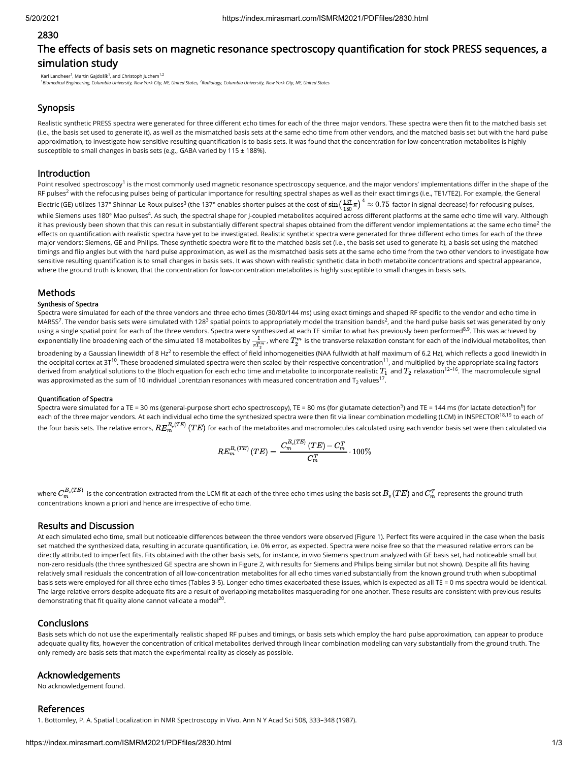# 2830

# The effects of basis sets on magnetic resonance spectroscopy quantification for stock PRESS sequences, a simulation study

Karl Landheer[1], Martin Gajdošík[1], and Christoph Juchem[1,2]

[1]*Biomedical Engineering, Columbia University, New York City, NY, United States,* [2]*Radiology, Columbia University, New York City, NY, United States*

## Synopsis

Realistic synthetic PRESS spectra were generated for three different echo times for each of the three major vendors. These spectra were then fit to the matched basis set (i.e., the basis set used to generate it), as well as the mismatched basis sets at the same echo time from other vendors, and the matched basis set but with the hard pulse approximation, to investigate how sensitive resulting quantification is to basis sets. It was found that the concentration for low-concentration metabolites is highly susceptible to small changes in basis sets (e.g., GABA varied by 115 ± 188%).

## Introduction

Point resolved spectroscopy[1] is the most commonly used magnetic resonance spectroscopy sequence, and the major vendors' implementations differ in the shape of the RF pulses[2] with the refocusing pulses being of particular importance for resulting spectral shapes as well as their exact timings (i.e., TE1/TE2). For example, the General Electric (GE) utilizes 137° Shinnar-Le Roux pulses[3] (the 137° enables shorter pulses at the cost of $\sin\left(\frac{137}{180}\pi\right)^4 \approx 0.75$ factor in signal decrease) for refocusing pulses, while Siemens uses 180° Mao pulses[4]. As such, the spectral shape for J-coupled metabolites acquired across different platforms at the same echo time will vary. Although it has previously been shown that this can result in substantially different spectral shapes obtained from the different vendor implementations at the same echo time[2] the effects on quantification with realistic spectra have yet to be investigated. Realistic synthetic spectra were generated for three different echo times for each of the three major vendors: Siemens, GE and Philips. These synthetic spectra were fit to the matched basis set (i.e., the basis set used to generate it), a basis set using the matched timings and flip angles but with the hard pulse approximation, as well as the mismatched basis sets at the same echo time from the two other vendors to investigate how sensitive resulting quantification is to small changes in basis sets. It was shown with realistic synthetic data in both metabolite concentrations and spectral appearance, where the ground truth is known, that the concentration for low-concentration metabolites is highly susceptible to small changes in basis sets.

## Methods

### Synthesis of Spectra

Spectra were simulated for each of the three vendors and three echo times (30/80/144 ms) using exact timings and shaped RF specific to the vendor and echo time in MARSS[7]. The vendor basis sets were simulated with $128^3$ spatial points to appropriately model the transition bands[2], and the hard pulse basis set was generated by only using a single spatial point for each of the three vendors. Spectra were synthesized at each TE similar to what has previously been performed[8,9]. This was achieved by exponentially line broadening each of the simulated 18 metabolites by $\frac{1}{\pi T_2^m}$, where $T_2^m$ is the transverse relaxation constant for each of the individual metabolites, then broadening by a Gaussian linewidth of 8 Hz[2] to resemble the effect of field inhomogeneities (NAA fullwidth at half maximum of 6.2 Hz), which reflects a good linewidth in the occipital cortex at 3T[10]. These broadened simulated spectra were then scaled by their respective concentration[11], and multiplied by the appropriate scaling factors derived from analytical solutions to the Bloch equation for each echo time and metabolite to incorporate realistic $T_1$ and $T_2$ relaxation[12–16]. The macromolecule signal was approximated as the sum of 10 individual Lorentzian resonances with measured concentration and $T_2$ values[17].

### Quantification of Spectra

Spectra were simulated for a TE = 30 ms (general-purpose short echo spectroscopy), TE = 80 ms (for glutamate detection[5]) and TE = 144 ms (for lactate detection[6]) for each of the three major vendors. At each individual echo time the synthesized spectra were then fit via linear combination modelling (LCM) in INSPECTOR[18,19] to each of the four basis sets. The relative errors, $RE_m^{B_v(TE)}(TE)$ for each of the metabolites and macromolecules calculated using each vendor basis set were then calculated via

$$RE_m^{B_v(TE)}(TE) = \frac{C_m^{B_v(TE)}(TE) - C_m^T}{C_m^T} \cdot 100\%$$

where $C_m^{B_v(TE)}$ is the concentration extracted from the LCM fit at each of the three echo times using the basis set $B_v(TE)$ and $C_m^T$ represents the ground truth concentrations known a priori and hence are irrespective of echo time.

## Results and Discussion

At each simulated echo time, small but noticeable differences between the three vendors were observed (Figure 1). Perfect fits were acquired in the case when the basis set matched the synthesized data, resulting in accurate quantification, i.e. 0% error, as expected. Spectra were noise free so that the measured relative errors can be directly attributed to imperfect fits. Fits obtained with the other basis sets, for instance, in vivo Siemens spectrum analyzed with GE basis set, had noticeable small but non-zero residuals (the three synthesized GE spectra are shown in Figure 2, with results for Siemens and Philips being similar but not shown). Despite all fits having relatively small residuals the concentration of all low-concentration metabolites for all echo times varied substantially from the known ground truth when suboptimal basis sets were employed for all three echo times (Tables 3-5). Longer echo times exacerbated these issues, which is expected as all TE = 0 ms spectra would be identical. The large relative errors despite adequate fits are a result of overlapping metabolites masquerading for one another. These results are consistent with previous results demonstrating that fit quality alone cannot validate a model[20].

## Conclusions

Basis sets which do not use the experimentally realistic shaped RF pulses and timings, or basis sets which employ the hard pulse approximation, can appear to produce adequate quality fits, however the concentration of critical metabolites derived through linear combination modeling can vary substantially from the ground truth. The only remedy are basis sets that match the experimental reality as closely as possible.

## Acknowledgements

No acknowledgement found.

## References

1. Bottomley, P. A. Spatial Localization in NMR Spectroscopy in Vivo. Ann N Y Acad Sci 508, 333–348 (1987).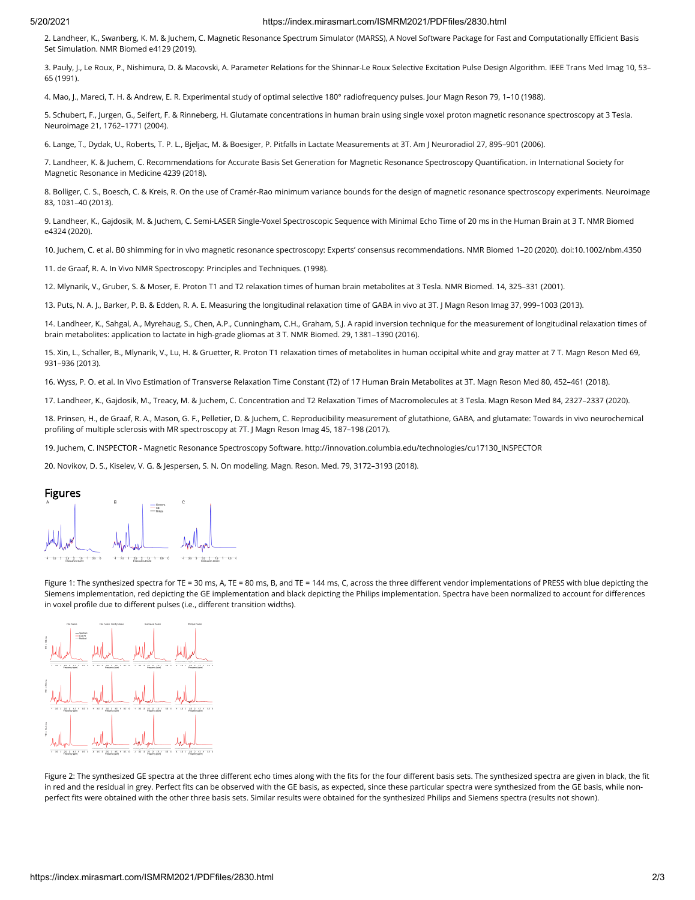2. Landheer, K., Swanberg, K. M. & Juchem, C. Magnetic Resonance Spectrum Simulator (MARSS), A Novel Software Package for Fast and Computationally Efficient Basis Set Simulation. NMR Biomed e4129 (2019).

3. Pauly, J., Le Roux, P., Nishimura, D. & Macovski, A. Parameter Relations for the Shinnar-Le Roux Selective Excitation Pulse Design Algorithm. IEEE Trans Med Imag 10, 53–65 (1991).

4. Mao, J., Mareci, T. H. & Andrew, E. R. Experimental study of optimal selective 180° radiofrequency pulses. Jour Magn Reson 79, 1–10 (1988).

5. Schubert, F., Jurgen, G., Seifert, F. & Rinneberg, H. Glutamate concentrations in human brain using single voxel proton magnetic resonance spectroscopy at 3 Tesla. Neuroimage 21, 1762–1771 (2004).

6. Lange, T., Dydak, U., Roberts, T. P. L., Bjeljac, M. & Boesiger, P. Pitfalls in Lactate Measurements at 3T. Am J Neuroradiol 27, 895–901 (2006).

7. Landheer, K. & Juchem, C. Recommendations for Accurate Basis Set Generation for Magnetic Resonance Spectroscopy Quantification. in International Society for Magnetic Resonance in Medicine 4239 (2018).

8. Bolliger, C. S., Boesch, C. & Kreis, R. On the use of Cramér-Rao minimum variance bounds for the design of magnetic resonance spectroscopy experiments. Neuroimage 83, 1031–40 (2013).

9. Landheer, K., Gajdosik, M. & Juchem, C. Semi-LASER Single-Voxel Spectroscopic Sequence with Minimal Echo Time of 20 ms in the Human Brain at 3 T. NMR Biomed e4324 (2020).

10. Juchem, C. et al. B0 shimming for in vivo magnetic resonance spectroscopy: Experts' consensus recommendations. NMR Biomed 1–20 (2020). doi:10.1002/nbm.4350

11. de Graaf, R. A. In Vivo NMR Spectroscopy: Principles and Techniques. (1998).

12. Mlynarik, V., Gruber, S. & Moser, E. Proton T1 and T2 relaxation times of human brain metabolites at 3 Tesla. NMR Biomed. 14, 325–331 (2001).

13. Puts, N. A. J., Barker, P. B. & Edden, R. A. E. Measuring the longitudinal relaxation time of GABA in vivo at 3T. J Magn Reson Imag 37, 999–1003 (2013).

14. Landheer, K., Sahgal, A., Myrehaug, S., Chen, A.P., Cunningham, C.H., Graham, S.J. A rapid inversion technique for the measurement of longitudinal relaxation times of brain metabolites: application to lactate in high-grade gliomas at 3 T. NMR Biomed. 29, 1381–1390 (2016).

15. Xin, L., Schaller, B., Mlynarik, V., Lu, H. & Gruetter, R. Proton T1 relaxation times of metabolites in human occipital white and gray matter at 7 T. Magn Reson Med 69, 931–936 (2013).

16. Wyss, P. O. et al. In Vivo Estimation of Transverse Relaxation Time Constant (T2) of 17 Human Brain Metabolites at 3T. Magn Reson Med 80, 452–461 (2018).

17. Landheer, K., Gajdosik, M., Treacy, M. & Juchem, C. Concentration and T2 Relaxation Times of Macromolecules at 3 Tesla. Magn Reson Med 84, 2327–2337 (2020).

18. Prinsen, H., de Graaf, R. A., Mason, G. F., Pelletier, D. & Juchem, C. Reproducibility measurement of glutathione, GABA, and glutamate: Towards in vivo neurochemical profiling of multiple sclerosis with MR spectroscopy at 7T. J Magn Reson Imag 45, 187–198 (2017).

19. Juchem, C. INSPECTOR - Magnetic Resonance Spectroscopy Software. http://innovation.columbia.edu/technologies/cu17130_INSPECTOR

20. Novikov, D. S., Kiselev, V. G. & Jespersen, S. N. On modeling. Magn. Reson. Med. 79, 3172–3193 (2018).

## Figures

Figure 1: The synthesized spectra for TE = 30 ms, A, TE = 80 ms, B, and TE = 144 ms, C, across the three different vendor implementations of PRESS with blue depicting the Siemens implementation, red depicting the GE implementation and black depicting the Philips implementation. Spectra have been normalized to account for differences in voxel profile due to different pulses (i.e., different transition widths).

Figure 2: The synthesized GE spectra at the three different echo times along with the fits for the four different basis sets. The synthesized spectra are given in black, the fit in red and the residual in grey. Perfect fits can be observed with the GE basis, as expected, since these particular spectra were synthesized from the GE basis, while non-perfect fits were obtained with the other three basis sets. Similar results were obtained for the synthesized Philips and Siemens spectra (results not shown).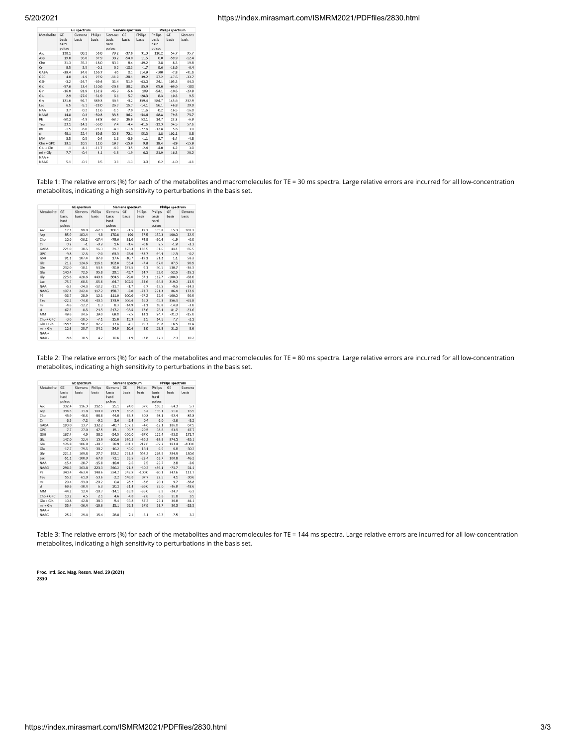| | GE spectrum | | | Siemens spectrum | | | Philips spectrum | | |
|---|---|---|---|---|---|---|---|---|---|
| Metabolite | GE basis hard pulses | Siemens basis | Philips basis | Siemens basis hard pulses | GE basis | Philips basis | Philips basis hard pulses | GE basis | Siemens basis |
| Asc | 138.1 | 88.2 | 53.8 | 79.2 | -37.8 | 31.3 | 116.2 | 54.7 | 95.7 |
| Asp | 19.8 | 36.0 | 37.9 | 38.2 | -54.0 | 11.5 | 6.0 | -59.9 | -12.4 |
| Cho | 31.3 | 35.2 | -18.0 | 83.1 | 8.4 | -49.2 | 3.8 | 8.3 | 19.8 |
| Cr | 8.5 | 3.5 | -0.1 | 6.2 | -10.3 | -1.7 | 9.6 | -18.6 | -6.4 |
| GABA | -89.4 | 34.6 | 156.7 | -95 | 0.1 | 114.9 | -100 | -7.8 | -41.6 |
| GPC | 4.0 | -1.9 | 27.0 | -11.9 | 28.1 | 39.2 | 27.2 | -47.6 | -33.7 |
| GSH | -3.2 | -24.7 | -69.4 | 31.4 | 51.9 | -63.0 | 24.1 | 105.3 | 64.3 |
| Glc | -57.6 | 13.4 | 110.6 | -25.8 | 38.2 | 85.9 | 65.0 | -69.6 | -100 |
| Gln | -16.8 | 91.9 | 152.3 | -45.3 | -5.6 | 103 | -54.1 | -10.6 | -23.8 |
| Glu | 2.9 | -27.6 | -51.9 | 6.1 | 5.7 | -28.3 | 8.3 | 10.3 | 9.5 |
| Gly | 121.6 | 94.7 | 389.3 | 38.5 | -3.2 | 359.4 | 584.7 | 145.6 | 232.9 |
| Lac | 6.5 | -5.1 | -23.0 | 26.7 | 15.7 | -14.1 | 56.1 | 46.8 | 29.0 |
| NAA | 3.7 | -0.2 | 11.6 | -1.5 | -7.0 | 11.6 | -0.2 | -16.5 | -16.0 |
| NAAG | 14.8 | 0.3 | -50.3 | 33.8 | 36.2 | -54.6 | 48.8 | 79.5 | 75.7 |
| PE | -60.2 | -4.8 | 58.8 | -63.7 | 26.9 | 52.1 | 14.7 | 23.3 | -6.9 |
| Tau | 23.1 | -14.2 | -55.0 | 7.4 | -4.4 | -41.6 | -13.3 | 34.5 | 57.6 |
| mI | -1.5 | -8.0 | -27.0 | -4.9 | -1.8 | -22.6 | -12.8 | 5.8 | 3.0 |
| sI | -48.1 | -32.4 | -69.8 | -32.6 | 72.1 | -55.3 | 1.8 | 102.1 | 8.8 |
| MM | 3.5 | 0.5 | 0.4 | 1.6 | -3.9 | -1.1 | 8.7 | -8.4 | -4.8 |
| Cho + GPC | 13.1 | 10.5 | 12.6 | 19.7 | -15.9 | 9.8 | 19.4 | -29 | -15.9 |
| Glu + Gln | -1 | -4.1 | -11.7 | -4.0 | 3.5 | -2.4 | -4.0 | 6.2 | 3.0 |
| mI + Gly | 7.7 | -0.4 | 4.1 | -1.8 | -1.9 | 6.0 | 31.9 | 16.3 | 20.2 |
| NAA + NAAG | 5.1 | -0.1 | 3.5 | 3.1 | -1.3 | 3.0 | 6.2 | -4.0 | -4.1 |

Table 1: The relative errors (%) for each of the metabolites and macromolecules for TE = 30 ms spectra. Large relative errors are incurred for all low-concentration metabolites, indicating a high sensitivity to perturbations in the basis set.

| | GE spectrum | | | Siemens spectrum | | | Philips spectrum | | |
|---|---|---|---|---|---|---|---|---|---|
| Metabolite | GE basis hard pulses | Siemens basis | Philips basis | Siemens basis hard pulses | GE basis | Philips basis | Philips basis hard pulses | GE basis | Siemens basis |
| Asc | 17.1 | 99.0 | -62.3 | 106.1 | -1.5 | 19.2 | 335.8 | 15.3 | 301.2 |
| Asp | 85.9 | 183.4 | 4.8 | 170.8 | -100 | -57.5 | 162.3 | -100.0 | 32.0 |
| Cho | 10.6 | -56.2 | -17.4 | -79.6 | 91.0 | 74.9 | -86.4 | -1.9 | -0.0 |
| Cr | 0.3 | -1 | -0.3 | 1.6 | -1.6 | -0.9 | 3.5 | -1.8 | -2.2 |
| GABA | 221.0 | -38.5 | 16.3 | -31.7 | 123.3 | 128.5 | -31.6 | 44.1 | -85.5 |
| GPC | -9.8 | 12.3 | -2.0 | 69.5 | -25.6 | -33.7 | 64.4 | 12.5 | -0.2 |
| GSH | 61.1 | 107.4 | 87.0 | 17.6 | 10.7 | -19.1 | 21.2 | 1.1 | 58.3 |
| Glc | 21.2 | 124.6 | 116.1 | 102.8 | 53.4 | -7.4 | 67.0 | 87.5 | 90.9 |
| Gln | 232.0 | -10.1 | 54.5 | -30.0 | 157.5 | 9.1 | -30.1 | 130.7 | -36.3 |
| Glu | 140.4 | 72.5 | 95.8 | 29.1 | -43.7 | 34.7 | 32.0 | -52.5 | -35.1 |
| Gly | 225.6 | 428.6 | 440.6 | 304.5 | -79.0 | 67.1 | 112.7 | -100.0 | -68.6 |
| Lac | -75.7 | -60.5 | -65.6 | 64.7 | 102.5 | -33.6 | -64.8 | 219.0 | -13.5 |
| NAA | -6.3 | -24.3 | -12.2 | -11.7 | -1.7 | 6.7 | -13.5 | -9.6 | -14.3 |
| NAAG | 107.4 | 242.4 | 117.2 | 158.7 | -3.0 | -73.7 | 221.3 | 86.4 | 172.9 |
| PE | -36.7 | 28.9 | 12.1 | 111.0 | -100.0 | -67.2 | 12.9 | -100.0 | 90.9 |
| Tau | -22.2 | -74.8 | -40.5 | 173.9 | 506.6 | 46.2 | 45.3 | 356.4 | -61.8 |
| mI | -4.6 | -12.2 | 1.3 | 8.3 | 14.9 | -1.1 | 18.8 | -14.8 | -3.8 |
| sI | 67.5 | -8.5 | 24.5 | 217.2 | -93.5 | 47.6 | 25.4 | -81.7 | -23.6 |
| MM | 49.6 | 34.6 | 29.0 | 69.8 | -7.5 | 14.1 | 84.7 | -31.0 | -15.0 |
| Cho + GPC | -3.0 | -10.5 | -7.1 | 15.8 | 13.3 | 2.5 | 14.1 | 7.7 | -2.1 |
| Glu + Gln | 158.5 | 56.2 | 87.7 | 17.4 | -4.1 | 29.7 | 19.8 | -16.5 | -35.4 |
| mI + Gly | 12.6 | 20.7 | 34.1 | 34.9 | -10.6 | 3.0 | 25.8 | -21.2 | -8.6 |
| NAA + NAAG | 8.6 | 10.5 | 4.7 | 10.6 | -1.9 | -3.8 | 17.1 | 2.9 | 10.2 |

Table 2: The relative errors (%) for each of the metabolites and macromolecules for TE = 80 ms spectra. Large relative errors are incurred for all low-concentration metabolites, indicating a high sensitivity to perturbations in the basis set.

| | GE spectrum | | | Siemens spectrum | | | Philips spectrum | | |
|---|---|---|---|---|---|---|---|---|---|
| Metabolite | GE basis hard pulses | Siemens basis | Philips basis | Siemens basis hard pulses | GE basis | Philips basis | Philips basis hard pulses | GE basis | Siemens basis |
| Asc | 332.4 | 116.3 | 312.5 | 25.1 | 24.0 | 37.6 | 103.3 | -64.3 | 5.7 |
| Asp | 394.5 | -31.8 | -100.0 | 211.9 | -65.8 | 3.4 | 193.1 | -51.0 | 10.5 |
| Cho | 45.9 | -40.3 | -88.8 | 44.0 | -65.2 | 50.8 | 98.1 | -92.4 | -84.8 |
| Cr | 6.5 | -7.2 | -9.1 | 3.6 | -2.4 | 0.4 | 6.0 | -2.6 | -3.2 |
| GABA | 193.0 | 13.7 | 132.2 | -40.7 | 137.1 | -4.6 | -12.1 | 186.0 | 67.5 |
| GPC | -7.7 | 27.0 | 47.5 | -35.1 | 36.7 | -29.5 | -38.8 | 61.9 | 47.7 |
| GSH | 167.4 | 4.9 | 38.2 | -54.5 | -100.0 | -87.0 | 127.4 | -93.0 | 171.7 |
| Glc | 147.0 | 52.4 | 15.9 | -100.0 | 696.3 | -35.3 | -89.9 | 874.5 | -35.1 |
| Gln | 126.8 | 106.8 | -38.7 | -38.9 | 301.1 | 217.6 | -76.2 | 183.4 | -100.0 |
| Glu | -17.7 | -79.5 | -38.2 | -16.2 | 43.0 | 18.1 | -6.9 | 0.8 | -30.3 |
| Gly | 221.2 | 169.8 | 27.7 | 192.2 | 711.8 | 552.3 | 268.9 | 284.9 | 150.6 |
| Lac | -51.1 | -100.0 | -67.0 | -72.1 | 55.5 | -23.4 | -16.7 | 100.8 | -46.2 |
| NAA | -15.4 | -20.7 | -15.8 | -18.8 | 2.6 | 2.5 | -23.7 | 2.8 | -3.8 |
| NAAG | 290.5 | 363.8 | 223.3 | 346.2 | -71.2 | -40.3 | 493.1 | -73.7 | 51.1 |
| PE | 340.4 | 463.4 | 148.6 | 334.2 | 242.8 | -100.0 | -60.1 | 347.6 | 111.7 |
| Tau | 55.2 | -61.0 | -53.6 | -2.2 | 148.8 | 87.7 | 22.5 | 4.1 | -30.6 |
| mI | 20.4 | -53.0 | -20.2 | 0.8 | 28.2 | -3.6 | 20.1 | 9.7 | -35.8 |
| sI | 65.6 | -30.4 | 6.3 | 20.2 | -51.4 | -69.0 | 35.0 | -46.9 | -43.6 |
| MM | -44.2 | 12.4 | -10.7 | -14.1 | 61.9 | -35.0 | -3.9 | -24.7 | -6.3 |
| Cho + GPC | 10.2 | 4.5 | 2.1 | 4.6 | 4.8 | -2.8 | 6.8 | 11.8 | 3.5 |
| Glu + Gln | 10.8 | -42.8 | -38.3 | -5.4 | 63.8 | 57.3 | -25.1 | 36.8 | -44.1 |
| mI + Gly | 35.4 | -36.4 | -16.6 | 15.1 | 75.3 | 37.9 | 38.7 | 30.3 | -23.3 |
| NAA + NAAG | 25.2 | 29.4 | 15.4 | 28.8 | -7.1 | -3.1 | 43.7 | -7.5 | 3.3 |

Table 3: The relative errors (%) for each of the metabolites and macromolecules for TE = 144 ms spectra. Large relative errors are incurred for all low-concentration metabolites, indicating a high sensitivity to perturbations in the basis set.

Proc. Intl. Soc. Mag. Reson. Med. 29 (2021)
2830